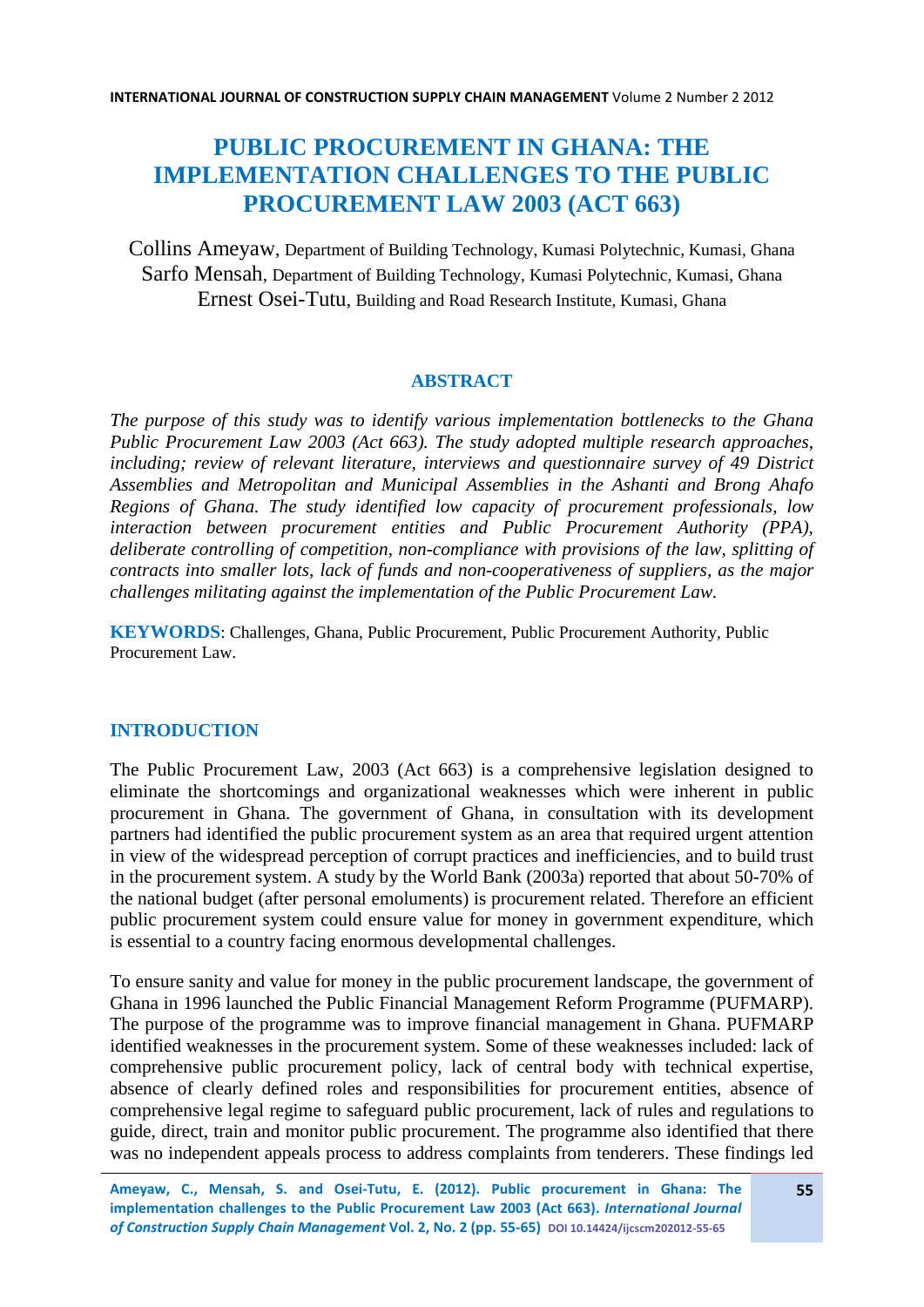# PUBLIC PROCUREMENT IN GHANA: THE IMPLEMENTATION CHALLENGES TO THE PUBLIC PROCUREMENT LAW 2003 (ACT 663)

Collins Ameyaw, Department of Building Technology, Kumasi Polytechnic, Kumasi, Ghana
Sarfo Mensah, Department of Building Technology, Kumasi Polytechnic, Kumasi, Ghana
Ernest Osei-Tutu, Building and Road Research Institute, Kumasi, Ghana

## ABSTRACT

*The purpose of this study was to identify various implementation bottlenecks to the Ghana Public Procurement Law 2003 (Act 663). The study adopted multiple research approaches, including; review of relevant literature, interviews and questionnaire survey of 49 District Assemblies and Metropolitan and Municipal Assemblies in the Ashanti and Brong Ahafo Regions of Ghana. The study identified low capacity of procurement professionals, low interaction between procurement entities and Public Procurement Authority (PPA), deliberate controlling of competition, non-compliance with provisions of the law, splitting of contracts into smaller lots, lack of funds and non-cooperativeness of suppliers, as the major challenges militating against the implementation of the Public Procurement Law.*

**KEYWORDS**: Challenges, Ghana, Public Procurement, Public Procurement Authority, Public Procurement Law.

## INTRODUCTION

The Public Procurement Law, 2003 (Act 663) is a comprehensive legislation designed to eliminate the shortcomings and organizational weaknesses which were inherent in public procurement in Ghana. The government of Ghana, in consultation with its development partners had identified the public procurement system as an area that required urgent attention in view of the widespread perception of corrupt practices and inefficiencies, and to build trust in the procurement system. A study by the World Bank (2003a) reported that about 50-70% of the national budget (after personal emoluments) is procurement related. Therefore an efficient public procurement system could ensure value for money in government expenditure, which is essential to a country facing enormous developmental challenges.

To ensure sanity and value for money in the public procurement landscape, the government of Ghana in 1996 launched the Public Financial Management Reform Programme (PUFMARP). The purpose of the programme was to improve financial management in Ghana. PUFMARP identified weaknesses in the procurement system. Some of these weaknesses included: lack of comprehensive public procurement policy, lack of central body with technical expertise, absence of clearly defined roles and responsibilities for procurement entities, absence of comprehensive legal regime to safeguard public procurement, lack of rules and regulations to guide, direct, train and monitor public procurement. The programme also identified that there was no independent appeals process to address complaints from tenderers. These findings led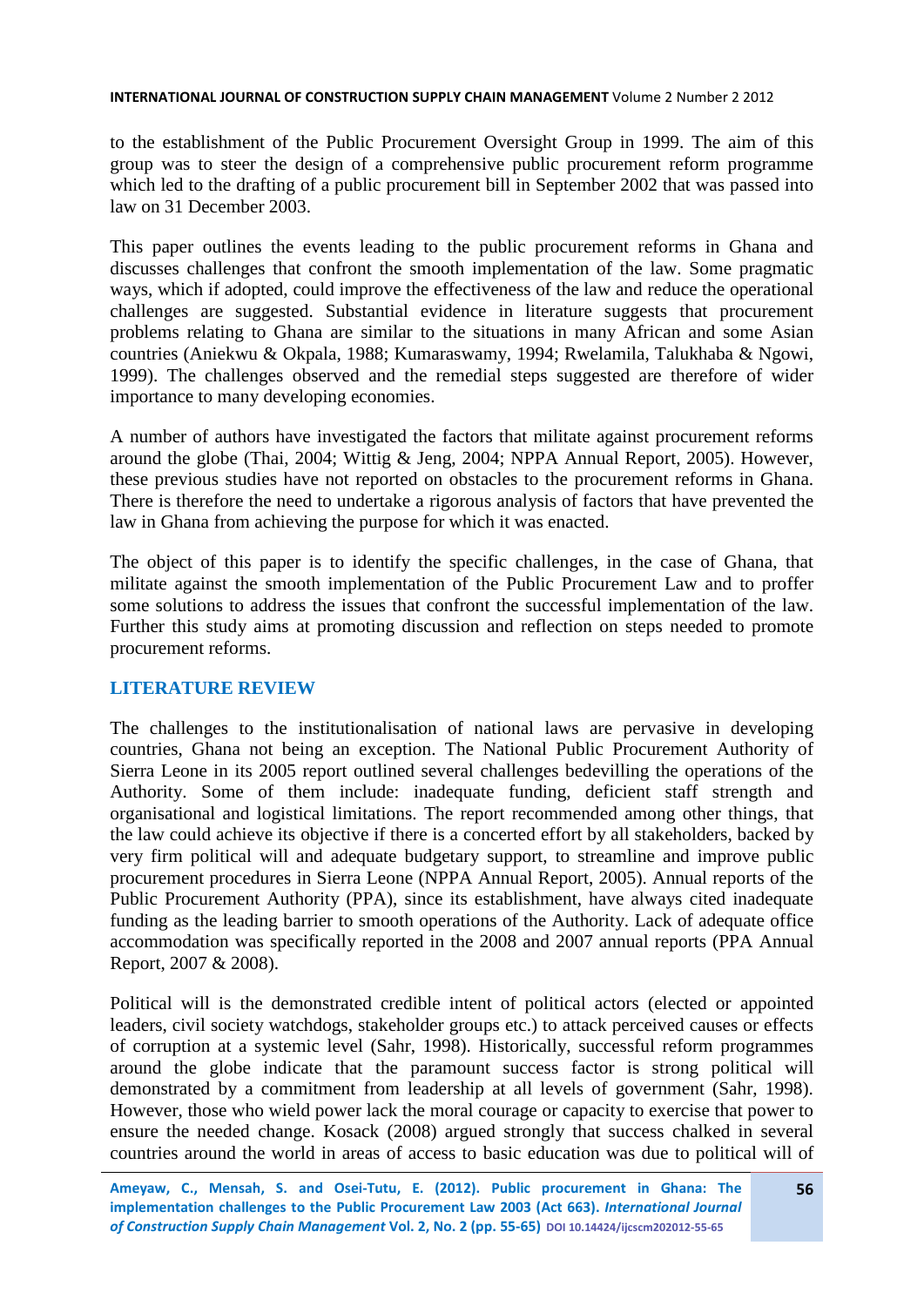to the establishment of the Public Procurement Oversight Group in 1999. The aim of this group was to steer the design of a comprehensive public procurement reform programme which led to the drafting of a public procurement bill in September 2002 that was passed into law on 31 December 2003.

This paper outlines the events leading to the public procurement reforms in Ghana and discusses challenges that confront the smooth implementation of the law. Some pragmatic ways, which if adopted, could improve the effectiveness of the law and reduce the operational challenges are suggested. Substantial evidence in literature suggests that procurement problems relating to Ghana are similar to the situations in many African and some Asian countries (Aniekwu & Okpala, 1988; Kumaraswamy, 1994; Rwelamila, Talukhaba & Ngowi, 1999). The challenges observed and the remedial steps suggested are therefore of wider importance to many developing economies.

A number of authors have investigated the factors that militate against procurement reforms around the globe (Thai, 2004; Wittig & Jeng, 2004; NPPA Annual Report, 2005). However, these previous studies have not reported on obstacles to the procurement reforms in Ghana. There is therefore the need to undertake a rigorous analysis of factors that have prevented the law in Ghana from achieving the purpose for which it was enacted.

The object of this paper is to identify the specific challenges, in the case of Ghana, that militate against the smooth implementation of the Public Procurement Law and to proffer some solutions to address the issues that confront the successful implementation of the law. Further this study aims at promoting discussion and reflection on steps needed to promote procurement reforms.

## LITERATURE REVIEW

The challenges to the institutionalisation of national laws are pervasive in developing countries, Ghana not being an exception. The National Public Procurement Authority of Sierra Leone in its 2005 report outlined several challenges bedevilling the operations of the Authority. Some of them include: inadequate funding, deficient staff strength and organisational and logistical limitations. The report recommended among other things, that the law could achieve its objective if there is a concerted effort by all stakeholders, backed by very firm political will and adequate budgetary support, to streamline and improve public procurement procedures in Sierra Leone (NPPA Annual Report, 2005). Annual reports of the Public Procurement Authority (PPA), since its establishment, have always cited inadequate funding as the leading barrier to smooth operations of the Authority. Lack of adequate office accommodation was specifically reported in the 2008 and 2007 annual reports (PPA Annual Report, 2007 & 2008).

Political will is the demonstrated credible intent of political actors (elected or appointed leaders, civil society watchdogs, stakeholder groups etc.) to attack perceived causes or effects of corruption at a systemic level (Sahr, 1998). Historically, successful reform programmes around the globe indicate that the paramount success factor is strong political will demonstrated by a commitment from leadership at all levels of government (Sahr, 1998). However, those who wield power lack the moral courage or capacity to exercise that power to ensure the needed change. Kosack (2008) argued strongly that success chalked in several countries around the world in areas of access to basic education was due to political will of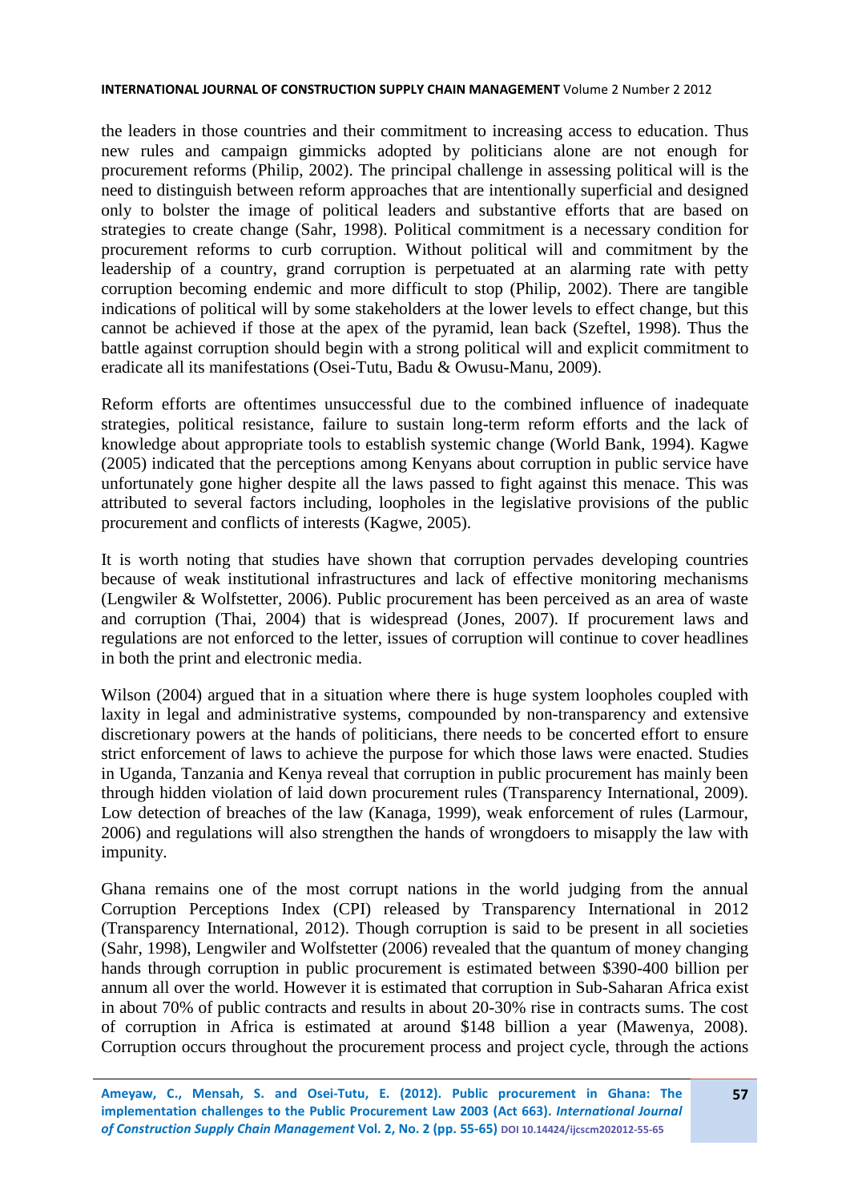the leaders in those countries and their commitment to increasing access to education. Thus new rules and campaign gimmicks adopted by politicians alone are not enough for procurement reforms (Philip, 2002). The principal challenge in assessing political will is the need to distinguish between reform approaches that are intentionally superficial and designed only to bolster the image of political leaders and substantive efforts that are based on strategies to create change (Sahr, 1998). Political commitment is a necessary condition for procurement reforms to curb corruption. Without political will and commitment by the leadership of a country, grand corruption is perpetuated at an alarming rate with petty corruption becoming endemic and more difficult to stop (Philip, 2002). There are tangible indications of political will by some stakeholders at the lower levels to effect change, but this cannot be achieved if those at the apex of the pyramid, lean back (Szeftel, 1998). Thus the battle against corruption should begin with a strong political will and explicit commitment to eradicate all its manifestations (Osei-Tutu, Badu & Owusu-Manu, 2009).

Reform efforts are oftentimes unsuccessful due to the combined influence of inadequate strategies, political resistance, failure to sustain long-term reform efforts and the lack of knowledge about appropriate tools to establish systemic change (World Bank, 1994). Kagwe (2005) indicated that the perceptions among Kenyans about corruption in public service have unfortunately gone higher despite all the laws passed to fight against this menace. This was attributed to several factors including, loopholes in the legislative provisions of the public procurement and conflicts of interests (Kagwe, 2005).

It is worth noting that studies have shown that corruption pervades developing countries because of weak institutional infrastructures and lack of effective monitoring mechanisms (Lengwiler & Wolfstetter, 2006). Public procurement has been perceived as an area of waste and corruption (Thai, 2004) that is widespread (Jones, 2007). If procurement laws and regulations are not enforced to the letter, issues of corruption will continue to cover headlines in both the print and electronic media.

Wilson (2004) argued that in a situation where there is huge system loopholes coupled with laxity in legal and administrative systems, compounded by non-transparency and extensive discretionary powers at the hands of politicians, there needs to be concerted effort to ensure strict enforcement of laws to achieve the purpose for which those laws were enacted. Studies in Uganda, Tanzania and Kenya reveal that corruption in public procurement has mainly been through hidden violation of laid down procurement rules (Transparency International, 2009). Low detection of breaches of the law (Kanaga, 1999), weak enforcement of rules (Larmour, 2006) and regulations will also strengthen the hands of wrongdoers to misapply the law with impunity.

Ghana remains one of the most corrupt nations in the world judging from the annual Corruption Perceptions Index (CPI) released by Transparency International in 2012 (Transparency International, 2012). Though corruption is said to be present in all societies (Sahr, 1998), Lengwiler and Wolfstetter (2006) revealed that the quantum of money changing hands through corruption in public procurement is estimated between \$390-400 billion per annum all over the world. However it is estimated that corruption in Sub-Saharan Africa exist in about 70% of public contracts and results in about 20-30% rise in contracts sums. The cost of corruption in Africa is estimated at around \$148 billion a year (Mawenya, 2008). Corruption occurs throughout the procurement process and project cycle, through the actions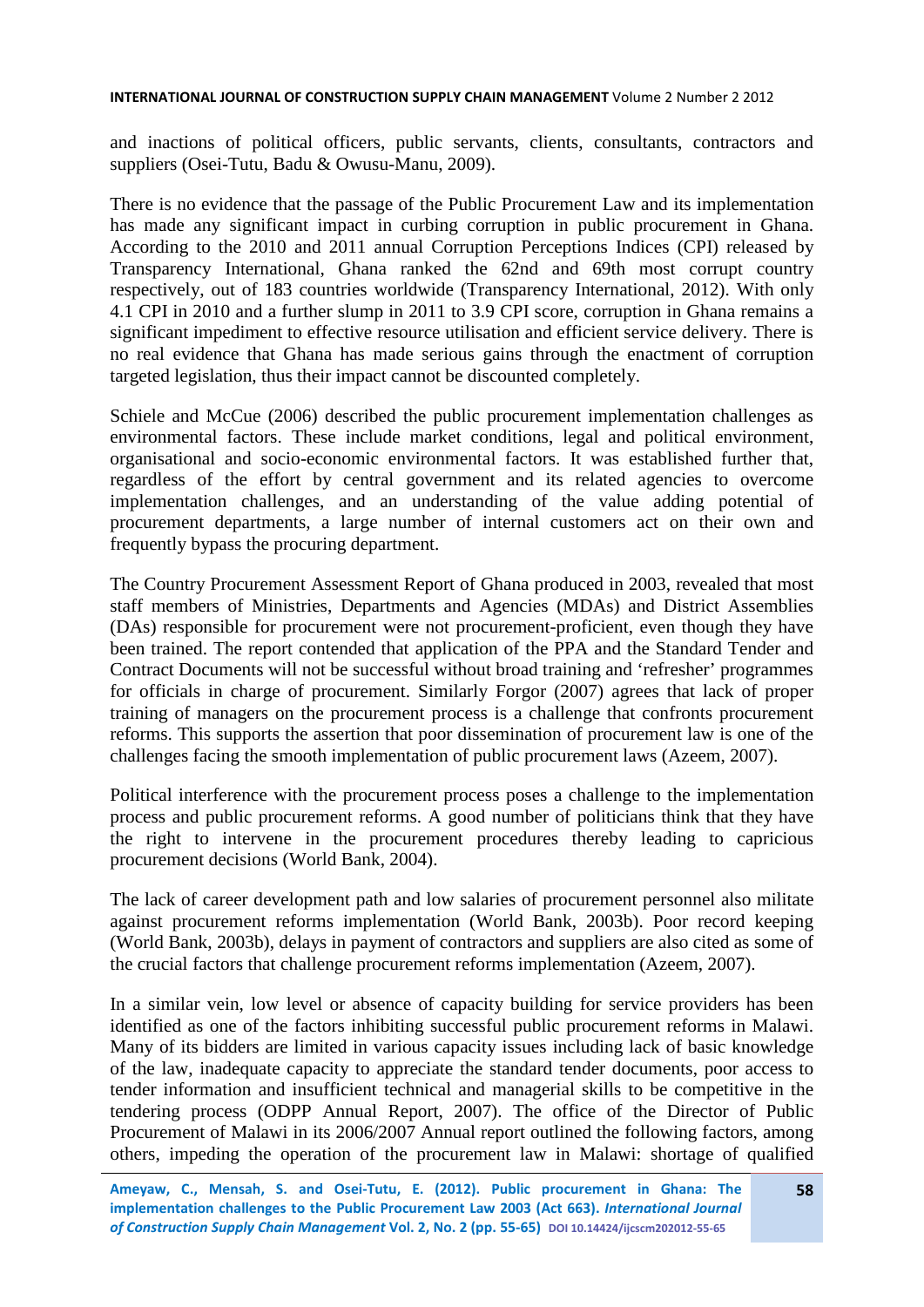and inactions of political officers, public servants, clients, consultants, contractors and suppliers (Osei-Tutu, Badu & Owusu-Manu, 2009).

There is no evidence that the passage of the Public Procurement Law and its implementation has made any significant impact in curbing corruption in public procurement in Ghana. According to the 2010 and 2011 annual Corruption Perceptions Indices (CPI) released by Transparency International, Ghana ranked the 62nd and 69th most corrupt country respectively, out of 183 countries worldwide (Transparency International, 2012). With only 4.1 CPI in 2010 and a further slump in 2011 to 3.9 CPI score, corruption in Ghana remains a significant impediment to effective resource utilisation and efficient service delivery. There is no real evidence that Ghana has made serious gains through the enactment of corruption targeted legislation, thus their impact cannot be discounted completely.

Schiele and McCue (2006) described the public procurement implementation challenges as environmental factors. These include market conditions, legal and political environment, organisational and socio-economic environmental factors. It was established further that, regardless of the effort by central government and its related agencies to overcome implementation challenges, and an understanding of the value adding potential of procurement departments, a large number of internal customers act on their own and frequently bypass the procuring department.

The Country Procurement Assessment Report of Ghana produced in 2003, revealed that most staff members of Ministries, Departments and Agencies (MDAs) and District Assemblies (DAs) responsible for procurement were not procurement-proficient, even though they have been trained. The report contended that application of the PPA and the Standard Tender and Contract Documents will not be successful without broad training and 'refresher' programmes for officials in charge of procurement. Similarly Forgor (2007) agrees that lack of proper training of managers on the procurement process is a challenge that confronts procurement reforms. This supports the assertion that poor dissemination of procurement law is one of the challenges facing the smooth implementation of public procurement laws (Azeem, 2007).

Political interference with the procurement process poses a challenge to the implementation process and public procurement reforms. A good number of politicians think that they have the right to intervene in the procurement procedures thereby leading to capricious procurement decisions (World Bank, 2004).

The lack of career development path and low salaries of procurement personnel also militate against procurement reforms implementation (World Bank, 2003b). Poor record keeping (World Bank, 2003b), delays in payment of contractors and suppliers are also cited as some of the crucial factors that challenge procurement reforms implementation (Azeem, 2007).

In a similar vein, low level or absence of capacity building for service providers has been identified as one of the factors inhibiting successful public procurement reforms in Malawi. Many of its bidders are limited in various capacity issues including lack of basic knowledge of the law, inadequate capacity to appreciate the standard tender documents, poor access to tender information and insufficient technical and managerial skills to be competitive in the tendering process (ODPP Annual Report, 2007). The office of the Director of Public Procurement of Malawi in its 2006/2007 Annual report outlined the following factors, among others, impeding the operation of the procurement law in Malawi: shortage of qualified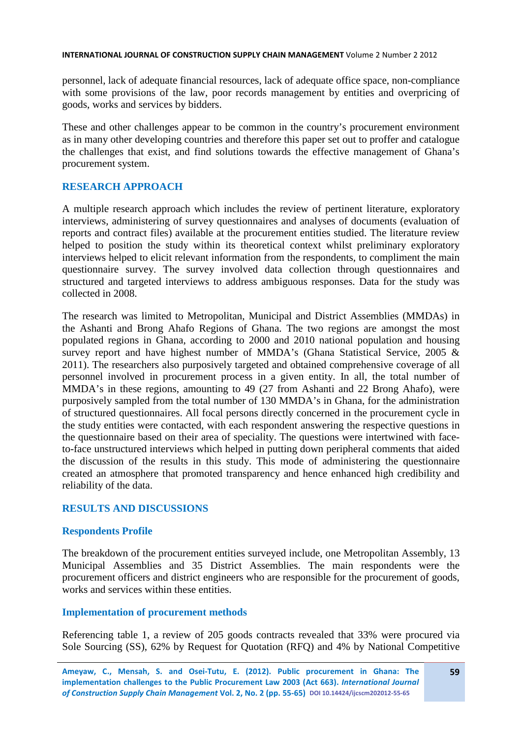personnel, lack of adequate financial resources, lack of adequate office space, non-compliance with some provisions of the law, poor records management by entities and overpricing of goods, works and services by bidders.

These and other challenges appear to be common in the country's procurement environment as in many other developing countries and therefore this paper set out to proffer and catalogue the challenges that exist, and find solutions towards the effective management of Ghana's procurement system.

## RESEARCH APPROACH

A multiple research approach which includes the review of pertinent literature, exploratory interviews, administering of survey questionnaires and analyses of documents (evaluation of reports and contract files) available at the procurement entities studied. The literature review helped to position the study within its theoretical context whilst preliminary exploratory interviews helped to elicit relevant information from the respondents, to compliment the main questionnaire survey. The survey involved data collection through questionnaires and structured and targeted interviews to address ambiguous responses. Data for the study was collected in 2008.

The research was limited to Metropolitan, Municipal and District Assemblies (MMDAs) in the Ashanti and Brong Ahafo Regions of Ghana. The two regions are amongst the most populated regions in Ghana, according to 2000 and 2010 national population and housing survey report and have highest number of MMDA's (Ghana Statistical Service, 2005 & 2011). The researchers also purposively targeted and obtained comprehensive coverage of all personnel involved in procurement process in a given entity. In all, the total number of MMDA's in these regions, amounting to 49 (27 from Ashanti and 22 Brong Ahafo), were purposively sampled from the total number of 130 MMDA's in Ghana, for the administration of structured questionnaires. All focal persons directly concerned in the procurement cycle in the study entities were contacted, with each respondent answering the respective questions in the questionnaire based on their area of speciality. The questions were intertwined with face-to-face unstructured interviews which helped in putting down peripheral comments that aided the discussion of the results in this study. This mode of administering the questionnaire created an atmosphere that promoted transparency and hence enhanced high credibility and reliability of the data.

## RESULTS AND DISCUSSIONS

### Respondents Profile

The breakdown of the procurement entities surveyed include, one Metropolitan Assembly, 13 Municipal Assemblies and 35 District Assemblies. The main respondents were the procurement officers and district engineers who are responsible for the procurement of goods, works and services within these entities.

### Implementation of procurement methods

Referencing table 1, a review of 205 goods contracts revealed that 33% were procured via Sole Sourcing (SS), 62% by Request for Quotation (RFQ) and 4% by National Competitive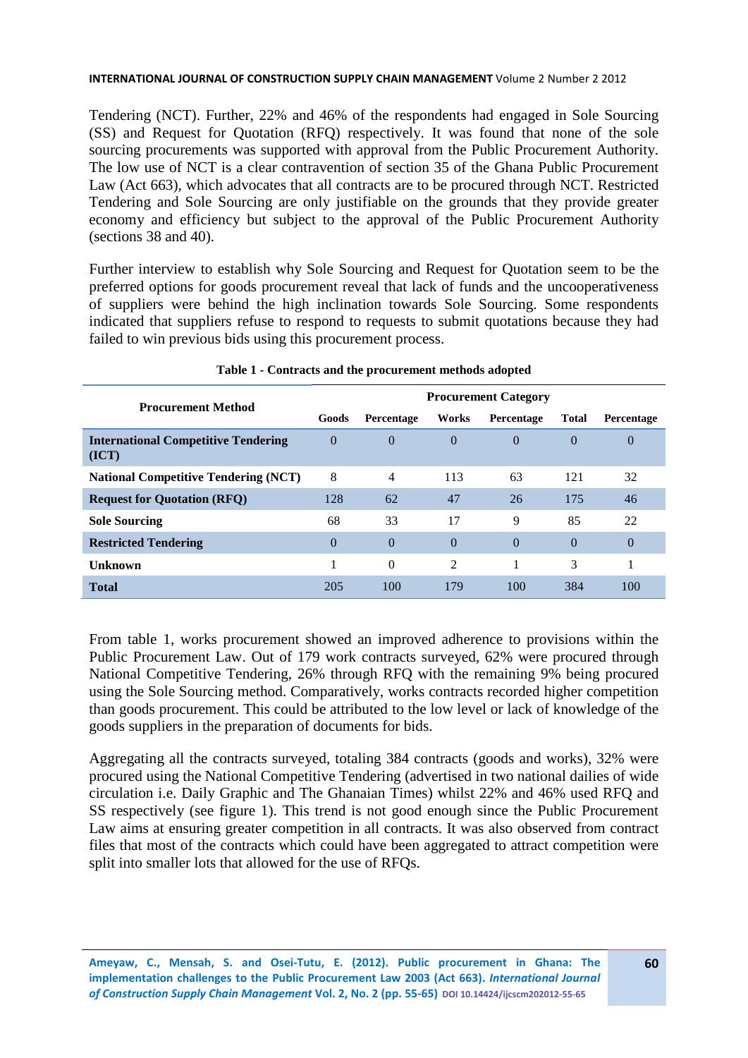Tendering (NCT). Further, 22% and 46% of the respondents had engaged in Sole Sourcing (SS) and Request for Quotation (RFQ) respectively. It was found that none of the sole sourcing procurements was supported with approval from the Public Procurement Authority. The low use of NCT is a clear contravention of section 35 of the Ghana Public Procurement Law (Act 663), which advocates that all contracts are to be procured through NCT. Restricted Tendering and Sole Sourcing are only justifiable on the grounds that they provide greater economy and efficiency but subject to the approval of the Public Procurement Authority (sections 38 and 40).

Further interview to establish why Sole Sourcing and Request for Quotation seem to be the preferred options for goods procurement reveal that lack of funds and the uncooperativeness of suppliers were behind the high inclination towards Sole Sourcing. Some respondents indicated that suppliers refuse to respond to requests to submit quotations because they had failed to win previous bids using this procurement process.

**Table 1 - Contracts and the procurement methods adopted**

| Procurement Method | Procurement Category | | | | | |
|---|---|---|---|---|---|---|
| | Goods | Percentage | Works | Percentage | Total | Percentage |
| **International Competitive Tendering (ICT)** | 0 | 0 | 0 | 0 | 0 | 0 |
| **National Competitive Tendering (NCT)** | 8 | 4 | 113 | 63 | 121 | 32 |
| **Request for Quotation (RFQ)** | 128 | 62 | 47 | 26 | 175 | 46 |
| **Sole Sourcing** | 68 | 33 | 17 | 9 | 85 | 22 |
| **Restricted Tendering** | 0 | 0 | 0 | 0 | 0 | 0 |
| **Unknown** | 1 | 0 | 2 | 1 | 3 | 1 |
| **Total** | 205 | 100 | 179 | 100 | 384 | 100 |

From table 1, works procurement showed an improved adherence to provisions within the Public Procurement Law. Out of 179 work contracts surveyed, 62% were procured through National Competitive Tendering, 26% through RFQ with the remaining 9% being procured using the Sole Sourcing method. Comparatively, works contracts recorded higher competition than goods procurement. This could be attributed to the low level or lack of knowledge of the goods suppliers in the preparation of documents for bids.

Aggregating all the contracts surveyed, totaling 384 contracts (goods and works), 32% were procured using the National Competitive Tendering (advertised in two national dailies of wide circulation i.e. Daily Graphic and The Ghanaian Times) whilst 22% and 46% used RFQ and SS respectively (see figure 1). This trend is not good enough since the Public Procurement Law aims at ensuring greater competition in all contracts. It was also observed from contract files that most of the contracts which could have been aggregated to attract competition were split into smaller lots that allowed for the use of RFQs.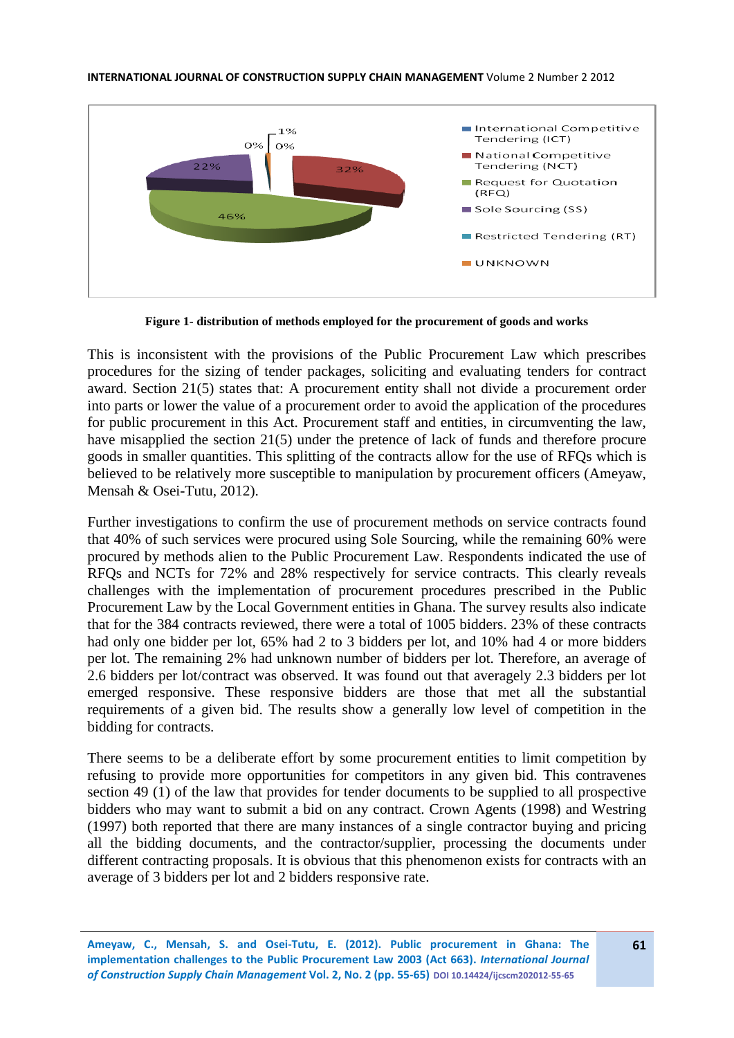**Figure 1- distribution of methods employed for the procurement of goods and works**

This is inconsistent with the provisions of the Public Procurement Law which prescribes procedures for the sizing of tender packages, soliciting and evaluating tenders for contract award. Section 21(5) states that: A procurement entity shall not divide a procurement order into parts or lower the value of a procurement order to avoid the application of the procedures for public procurement in this Act. Procurement staff and entities, in circumventing the law, have misapplied the section 21(5) under the pretence of lack of funds and therefore procure goods in smaller quantities. This splitting of the contracts allow for the use of RFQs which is believed to be relatively more susceptible to manipulation by procurement officers (Ameyaw, Mensah & Osei-Tutu, 2012).

Further investigations to confirm the use of procurement methods on service contracts found that 40% of such services were procured using Sole Sourcing, while the remaining 60% were procured by methods alien to the Public Procurement Law. Respondents indicated the use of RFQs and NCTs for 72% and 28% respectively for service contracts. This clearly reveals challenges with the implementation of procurement procedures prescribed in the Public Procurement Law by the Local Government entities in Ghana. The survey results also indicate that for the 384 contracts reviewed, there were a total of 1005 bidders. 23% of these contracts had only one bidder per lot, 65% had 2 to 3 bidders per lot, and 10% had 4 or more bidders per lot. The remaining 2% had unknown number of bidders per lot. Therefore, an average of 2.6 bidders per lot/contract was observed. It was found out that averagely 2.3 bidders per lot emerged responsive. These responsive bidders are those that met all the substantial requirements of a given bid. The results show a generally low level of competition in the bidding for contracts.

There seems to be a deliberate effort by some procurement entities to limit competition by refusing to provide more opportunities for competitors in any given bid. This contravenes section 49 (1) of the law that provides for tender documents to be supplied to all prospective bidders who may want to submit a bid on any contract. Crown Agents (1998) and Westring (1997) both reported that there are many instances of a single contractor buying and pricing all the bidding documents, and the contractor/supplier, processing the documents under different contracting proposals. It is obvious that this phenomenon exists for contracts with an average of 3 bidders per lot and 2 bidders responsive rate.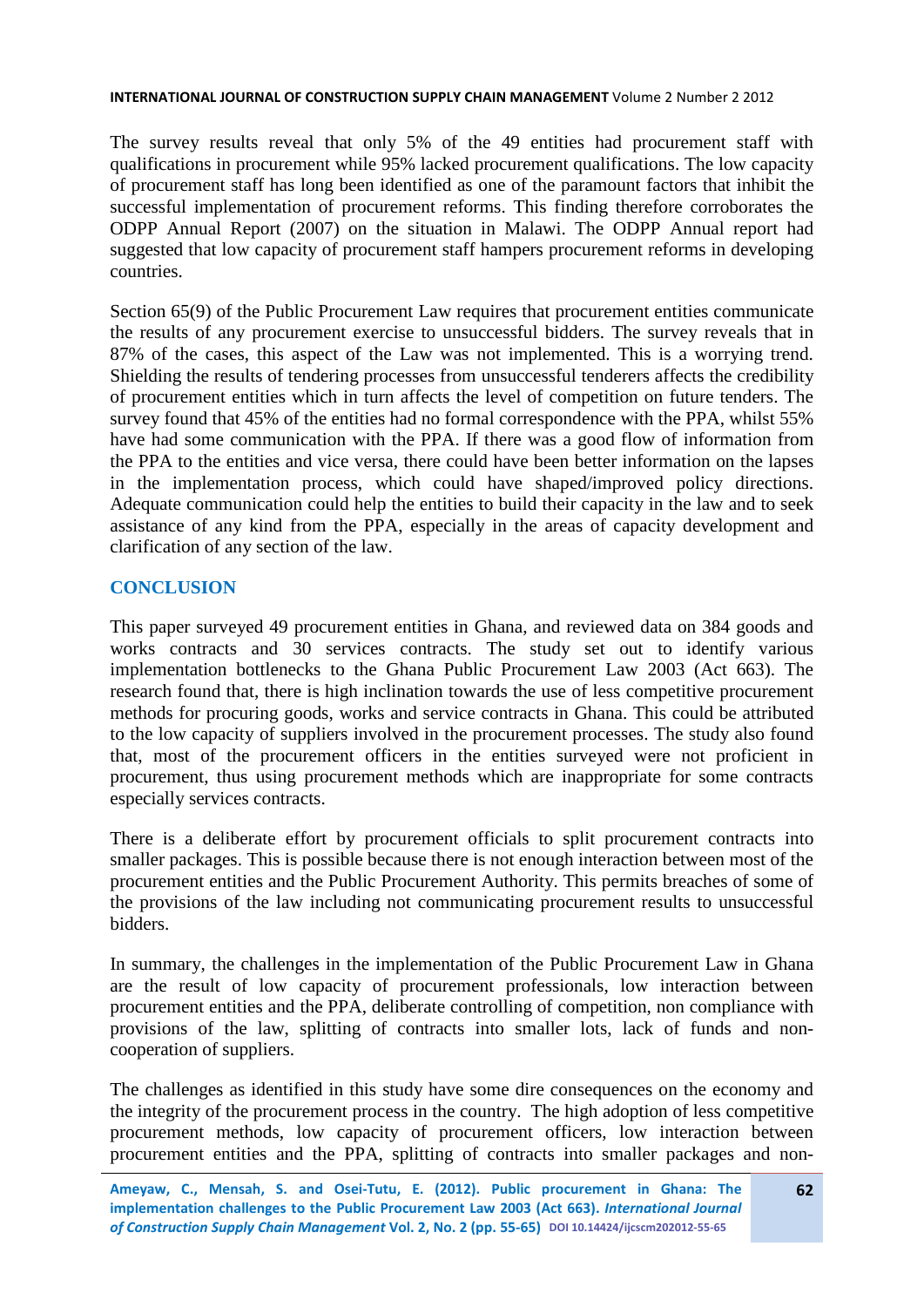The survey results reveal that only 5% of the 49 entities had procurement staff with qualifications in procurement while 95% lacked procurement qualifications. The low capacity of procurement staff has long been identified as one of the paramount factors that inhibit the successful implementation of procurement reforms. This finding therefore corroborates the ODPP Annual Report (2007) on the situation in Malawi. The ODPP Annual report had suggested that low capacity of procurement staff hampers procurement reforms in developing countries.

Section 65(9) of the Public Procurement Law requires that procurement entities communicate the results of any procurement exercise to unsuccessful bidders. The survey reveals that in 87% of the cases, this aspect of the Law was not implemented. This is a worrying trend. Shielding the results of tendering processes from unsuccessful tenderers affects the credibility of procurement entities which in turn affects the level of competition on future tenders. The survey found that 45% of the entities had no formal correspondence with the PPA, whilst 55% have had some communication with the PPA. If there was a good flow of information from the PPA to the entities and vice versa, there could have been better information on the lapses in the implementation process, which could have shaped/improved policy directions. Adequate communication could help the entities to build their capacity in the law and to seek assistance of any kind from the PPA, especially in the areas of capacity development and clarification of any section of the law.

## CONCLUSION

This paper surveyed 49 procurement entities in Ghana, and reviewed data on 384 goods and works contracts and 30 services contracts. The study set out to identify various implementation bottlenecks to the Ghana Public Procurement Law 2003 (Act 663). The research found that, there is high inclination towards the use of less competitive procurement methods for procuring goods, works and service contracts in Ghana. This could be attributed to the low capacity of suppliers involved in the procurement processes. The study also found that, most of the procurement officers in the entities surveyed were not proficient in procurement, thus using procurement methods which are inappropriate for some contracts especially services contracts.

There is a deliberate effort by procurement officials to split procurement contracts into smaller packages. This is possible because there is not enough interaction between most of the procurement entities and the Public Procurement Authority. This permits breaches of some of the provisions of the law including not communicating procurement results to unsuccessful bidders.

In summary, the challenges in the implementation of the Public Procurement Law in Ghana are the result of low capacity of procurement professionals, low interaction between procurement entities and the PPA, deliberate controlling of competition, non compliance with provisions of the law, splitting of contracts into smaller lots, lack of funds and non-cooperation of suppliers.

The challenges as identified in this study have some dire consequences on the economy and the integrity of the procurement process in the country. The high adoption of less competitive procurement methods, low capacity of procurement officers, low interaction between procurement entities and the PPA, splitting of contracts into smaller packages and non-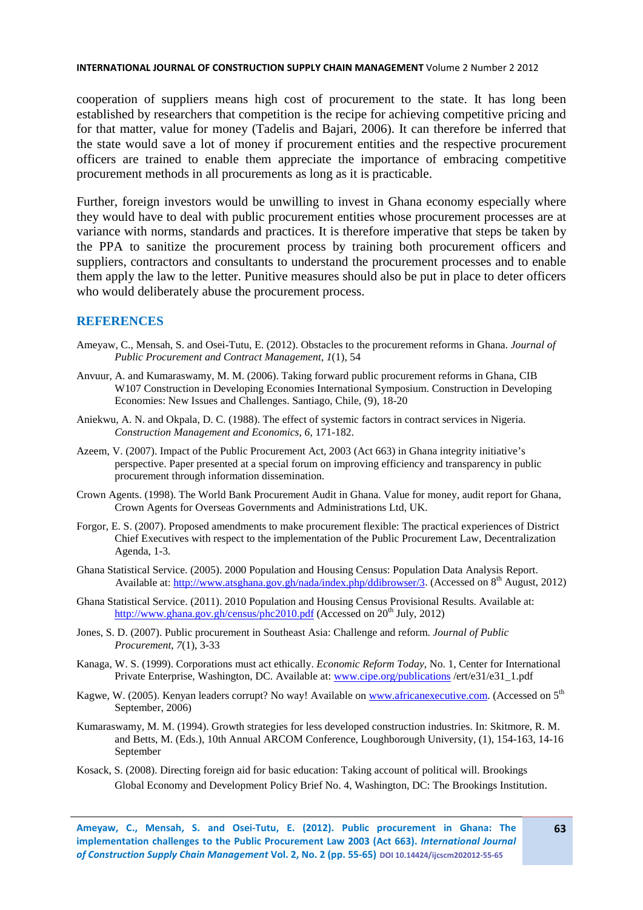cooperation of suppliers means high cost of procurement to the state. It has long been established by researchers that competition is the recipe for achieving competitive pricing and for that matter, value for money (Tadelis and Bajari, 2006). It can therefore be inferred that the state would save a lot of money if procurement entities and the respective procurement officers are trained to enable them appreciate the importance of embracing competitive procurement methods in all procurements as long as it is practicable.

Further, foreign investors would be unwilling to invest in Ghana economy especially where they would have to deal with public procurement entities whose procurement processes are at variance with norms, standards and practices. It is therefore imperative that steps be taken by the PPA to sanitize the procurement process by training both procurement officers and suppliers, contractors and consultants to understand the procurement processes and to enable them apply the law to the letter. Punitive measures should also be put in place to deter officers who would deliberately abuse the procurement process.

## REFERENCES

Ameyaw, C., Mensah, S. and Osei-Tutu, E. (2012). Obstacles to the procurement reforms in Ghana. *Journal of Public Procurement and Contract Management*, *1*(1), 54

Anvuur, A. and Kumaraswamy, M. M. (2006). Taking forward public procurement reforms in Ghana, CIB W107 Construction in Developing Economies International Symposium. Construction in Developing Economies: New Issues and Challenges. Santiago, Chile, (9), 18-20

Aniekwu, A. N. and Okpala, D. C. (1988). The effect of systemic factors in contract services in Nigeria. *Construction Management and Economics*, *6*, 171-182.

Azeem, V. (2007). Impact of the Public Procurement Act, 2003 (Act 663) in Ghana integrity initiative's perspective. Paper presented at a special forum on improving efficiency and transparency in public procurement through information dissemination.

Crown Agents. (1998). The World Bank Procurement Audit in Ghana. Value for money, audit report for Ghana, Crown Agents for Overseas Governments and Administrations Ltd, UK.

Forgor, E. S. (2007). Proposed amendments to make procurement flexible: The practical experiences of District Chief Executives with respect to the implementation of the Public Procurement Law, Decentralization Agenda, 1-3.

Ghana Statistical Service. (2005). 2000 Population and Housing Census: Population Data Analysis Report. Available at: http://www.atsghana.gov.gh/nada/index.php/ddibrowser/3. (Accessed on 8th August, 2012)

Ghana Statistical Service. (2011). 2010 Population and Housing Census Provisional Results. Available at: http://www.ghana.gov.gh/census/phc2010.pdf (Accessed on 20th July, 2012)

Jones, S. D. (2007). Public procurement in Southeast Asia: Challenge and reform. *Journal of Public Procurement*, *7*(1), 3-33

Kanaga, W. S. (1999). Corporations must act ethically. *Economic Reform Today*, No. 1, Center for International Private Enterprise, Washington, DC. Available at: www.cipe.org/publications /ert/e31/e31_1.pdf

Kagwe, W. (2005). Kenyan leaders corrupt? No way! Available on www.africanexecutive.com. (Accessed on 5th September, 2006)

Kumaraswamy, M. M. (1994). Growth strategies for less developed construction industries. In: Skitmore, R. M. and Betts, M. (Eds.), 10th Annual ARCOM Conference, Loughborough University, (1), 154-163, 14-16 September

Kosack, S. (2008). Directing foreign aid for basic education: Taking account of political will. Brookings Global Economy and Development Policy Brief No. 4, Washington, DC: The Brookings Institution.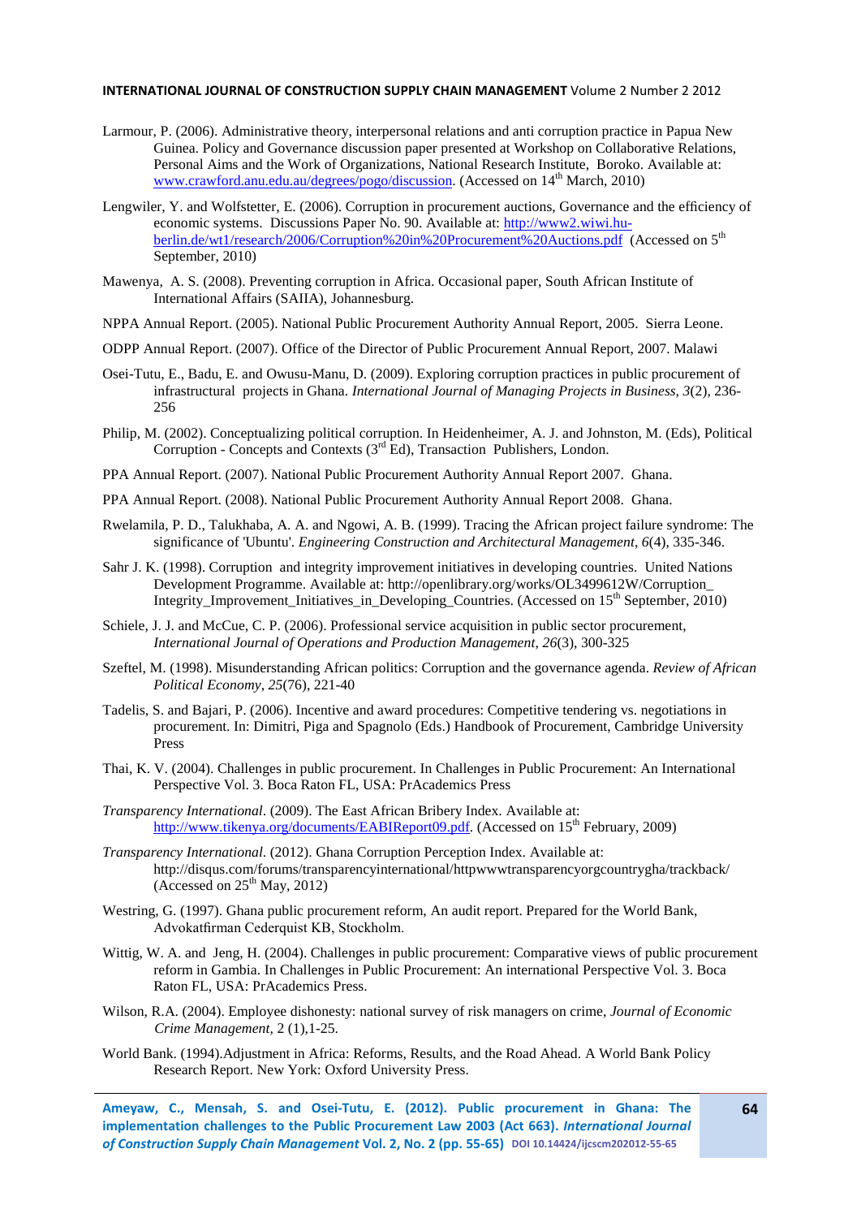Larmour, P. (2006). Administrative theory, interpersonal relations and anti corruption practice in Papua New Guinea. Policy and Governance discussion paper presented at Workshop on Collaborative Relations, Personal Aims and the Work of Organizations, National Research Institute, Boroko. Available at: www.crawford.anu.edu.au/degrees/pogo/discussion. (Accessed on 14th March, 2010)

Lengwiler, Y. and Wolfstetter, E. (2006). Corruption in procurement auctions, Governance and the efficiency of economic systems. Discussions Paper No. 90. Available at: http://www2.wiwi.hu-berlin.de/wt1/research/2006/Corruption%20in%20Procurement%20Auctions.pdf (Accessed on 5th September, 2010)

Mawenya, A. S. (2008). Preventing corruption in Africa. Occasional paper, South African Institute of International Affairs (SAIIA), Johannesburg.

NPPA Annual Report. (2005). National Public Procurement Authority Annual Report, 2005. Sierra Leone.

ODPP Annual Report. (2007). Office of the Director of Public Procurement Annual Report, 2007. Malawi

Osei-Tutu, E., Badu, E. and Owusu-Manu, D. (2009). Exploring corruption practices in public procurement of infrastructural projects in Ghana. *International Journal of Managing Projects in Business, 3*(2), 236-256

Philip, M. (2002). Conceptualizing political corruption. In Heidenheimer, A. J. and Johnston, M. (Eds), Political Corruption - Concepts and Contexts (3rd Ed), Transaction Publishers, London.

PPA Annual Report. (2007). National Public Procurement Authority Annual Report 2007. Ghana.

PPA Annual Report. (2008). National Public Procurement Authority Annual Report 2008. Ghana.

Rwelamila, P. D., Talukhaba, A. A. and Ngowi, A. B. (1999). Tracing the African project failure syndrome: The significance of 'Ubuntu'. *Engineering Construction and Architectural Management, 6*(4), 335-346.

Sahr J. K. (1998). Corruption and integrity improvement initiatives in developing countries. United Nations Development Programme. Available at: http://openlibrary.org/works/OL3499612W/Corruption_Integrity_Improvement_Initiatives_in_Developing_Countries. (Accessed on 15th September, 2010)

Schiele, J. J. and McCue, C. P. (2006). Professional service acquisition in public sector procurement, *International Journal of Operations and Production Management, 26*(3), 300-325

Szeftel, M. (1998). Misunderstanding African politics: Corruption and the governance agenda. *Review of African Political Economy, 25*(76), 221-40

Tadelis, S. and Bajari, P. (2006). Incentive and award procedures: Competitive tendering vs. negotiations in procurement. In: Dimitri, Piga and Spagnolo (Eds.) Handbook of Procurement, Cambridge University Press

Thai, K. V. (2004). Challenges in public procurement. In Challenges in Public Procurement: An International Perspective Vol. 3. Boca Raton FL, USA: PrAcademics Press

*Transparency International*. (2009). The East African Bribery Index. Available at: http://www.tikenya.org/documents/EABIReport09.pdf. (Accessed on 15th February, 2009)

*Transparency International*. (2012). Ghana Corruption Perception Index. Available at: http://disqus.com/forums/transparencyinternational/httpwwwtransparencyorgcountrygha/trackback/ (Accessed on 25th May, 2012)

Westring, G. (1997). Ghana public procurement reform, An audit report. Prepared for the World Bank, Advokatfirman Cederquist KB, Stockholm.

Wittig, W. A. and Jeng, H. (2004). Challenges in public procurement: Comparative views of public procurement reform in Gambia. In Challenges in Public Procurement: An international Perspective Vol. 3. Boca Raton FL, USA: PrAcademics Press.

Wilson, R.A. (2004). Employee dishonesty: national survey of risk managers on crime, *Journal of Economic Crime Management*, 2 (1),1-25.

World Bank. (1994).Adjustment in Africa: Reforms, Results, and the Road Ahead. A World Bank Policy Research Report. New York: Oxford University Press.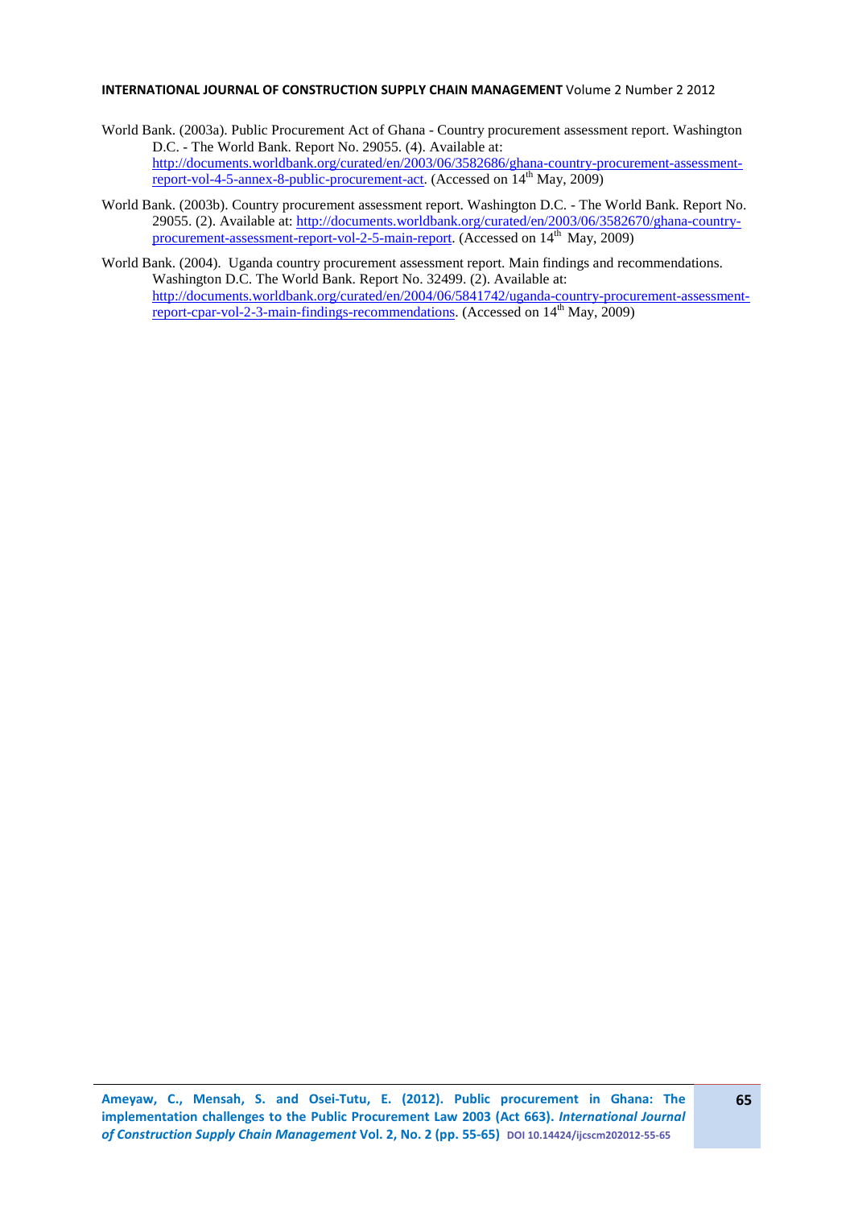World Bank. (2003a). Public Procurement Act of Ghana - Country procurement assessment report. Washington D.C. - The World Bank. Report No. 29055. (4). Available at: http://documents.worldbank.org/curated/en/2003/06/3582686/ghana-country-procurement-assessment-report-vol-4-5-annex-8-public-procurement-act. (Accessed on 14th May, 2009)

World Bank. (2003b). Country procurement assessment report. Washington D.C. - The World Bank. Report No. 29055. (2). Available at: http://documents.worldbank.org/curated/en/2003/06/3582670/ghana-country-procurement-assessment-report-vol-2-5-main-report. (Accessed on 14th May, 2009)

World Bank. (2004). Uganda country procurement assessment report. Main findings and recommendations. Washington D.C. The World Bank. Report No. 32499. (2). Available at: http://documents.worldbank.org/curated/en/2004/06/5841742/uganda-country-procurement-assessment-report-cpar-vol-2-3-main-findings-recommendations. (Accessed on 14th May, 2009)